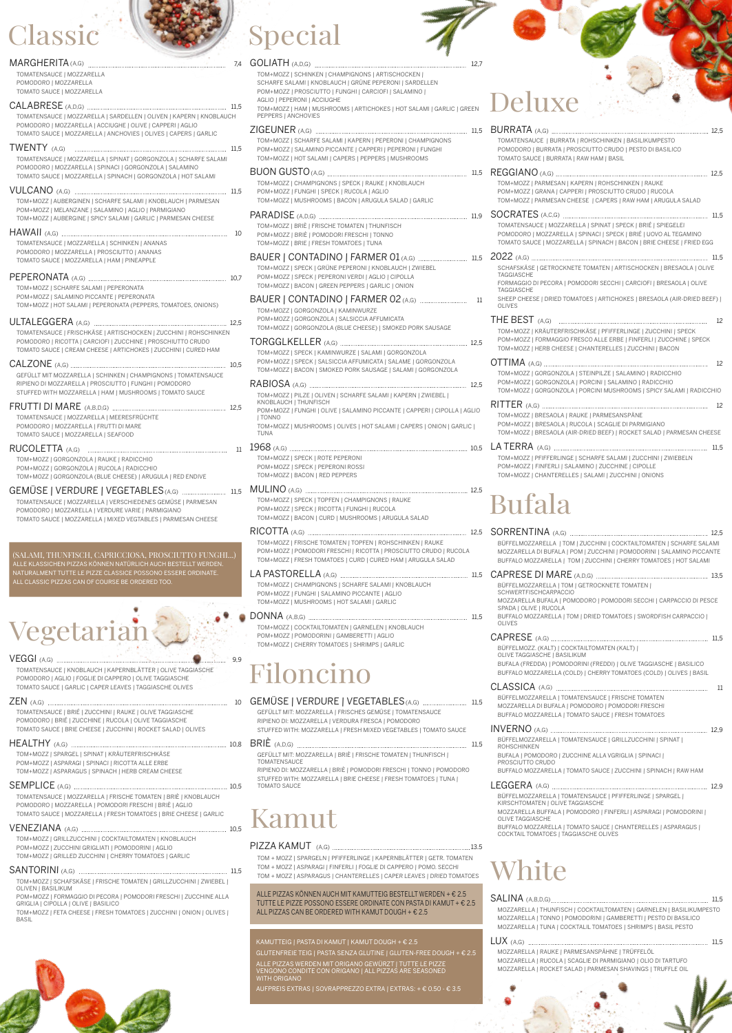# Classic

**MARGHERITA** (A,G) ... 7,4
TOMATENSAUCE | MOZZARELLA
POMODORO | MOZZARELLA
TOMATO SAUCE | MOZZARELLA

**CALABRESE** (A,D,G) ... 11,5
TOMATENSAUCE | MOZZARELLA | SARDELLEN | OLIVEN | KAPERN | KNOBLAUCH
POMODORO | MOZZARELLA | ACCIUGHE | OLIVE | CAPPERI | AGLIO
TOMATO SAUCE | MOZZARELLA | ANCHOVIES | OLIVES | CAPERS | GARLIC

**TWENTY** (A,G) ... 11,5
TOMATENSAUCE | MOZZARELLA | SPINAT | GORGONZOLA | SCHARFE SALAMI
POMODORO | MOZZARELLA | SPINACI | GORGONZOLA | SALAMINO
TOMATO SAUCE | MOZZARELLA | SPINACH | GORGONZOLA | HOT SALAMI

**VULCANO** (A,G) ... 11,5
TOM+MOZZ | AUBERGINEN | SCHARFE SALAMI | KNOBLAUCH | PARMESAN
POM+MOZZ | MELANZANE | SALAMINO | AGLIO | PARMIGIANO
TOM+MOZZ | AUBERGINE | SPICY SALAMI | GARLIC | PARMESAN CHEESE

**HAWAII** (A,G) ... 10
TOMATENSAUCE | MOZZARELLA | SCHINKEN | ANANAS
POMODORO | MOZZARELLA | PROSCIUTTO | ANANAS
TOMATO SAUCE | MOZZARELLA | HAM | PINEAPPLE

**PEPERONATA** (A,G) ... 10,7
TOM+MOZZ | SCHARFE SALAMI | PEPERONATA
POM+MOZZ | SALAMINO PICCANTE | PEPERONATA
TOM+MOZZ | HOT SALAMI | PEPERONATA (PEPPERS, TOMATOES, ONIONS)

**ULTALEGGERA** (A,G) ... 12,5
TOMATENSAUCE | FRISCHKÄSE | ARTISCHOCKEN | ZUCCHINI | ROHSCHINKEN
POMODORO | RICOTTA | CARCIOFI | ZUCCHINE | PROSCHIUTTO CRUDO
TOMATO SAUCE | CREAM CHEESE | ARTICHOKES | ZUCCHINI | CURED HAM

**CALZONE** (A,G) ... 10,5
GEFÜLLT MIT MOZZARELLA | SCHINKEN | CHAMPIGNONS | TOMATENSAUCE
RIPIENO DI MOZZARELLA | PROSCIUTTO | FUNGHI | POMODORO
STUFFED WITH MOZZARELLA | HAM | MUSHROOMS | TOMATO SAUCE

**FRUTTI DI MARE** (A,B,D,G) ... 12,5
TOMATENSAUCE | MOZZARELLA | MEERESFRÜCHTE
POMODORO | MOZZARELLA | FRUTTI DI MARE
TOMATO SAUCE | MOZZARELLA | SEAFOOD

**RUCOLETTA** (A,G) ... 11
TOM+MOZZ | GORGONZOLA | RAUKE | RADICCHIO
POM+MOZZ | GORGONZOLA | RUCOLA | RADICCHIO
TOM+MOZZ | GORGONZOLA (BLUE CHEESE) | ARUGULA | RED ENDIVE

**GEMÜSE | VERDURE | VEGETABLES** (A,G) ... 11,5
TOMATENSAUCE | MOZZARELLA | VERSCHIEDENES GEMÜSE | PARMESAN
POMODORO | MOZZARELLA | VERDURE VARIE | PARMIGIANO
TOMATO SAUCE | MOZZARELLA | MIXED VEGETABLES | PARMESAN CHEESE

(SALAMI, THUNFISCH, CAPRICCIOSA, PROSCIUTTO FUNGHI...)
ALLE KLASSICHEN PIZZAS KÖNNEN NATÜRLICH AUCH BESTELLT WERDEN.
NATURALMENT TUTTE LE PIZZE CLASSICE POSSONO ESSERE ORDINATE.
ALL CLASSIC PIZZAS CAN OF COURSE BE ORDERED TOO.

# Vegetarian

**VEGGI** (A,G) ... 9,9
TOMATENSAUCE | KNOBLAUCH | KAPERNBLÄTTER | OLIVE TAGGIASCHE
POMODORO | AGLIO | FOGLIE DI CAPPERO | OLIVE TAGGIASCHE
TOMATO SAUCE | GARLIC | CAPER LEAVES | TAGGIASCHE OLIVES

**ZEN** (A,G) ... 10
TOMATENSAUCE | BRIÉ | ZUCCHINI | RAUKE | OLIVE TAGGIASCHE
POMODORO | BRIÉ | ZUCCHINE | RUCOLA | OLIVE TAGGIASCHE
TOMATO SAUCE | BRIE CHEESE | ZUCCHINI | ROCKET SALAD | OLIVES

**HEALTHY** (A,G) ... 10,8
TOM+MOZZ | SPARGEL | SPINAT | KRÄUTERFRISCHKÄSE
POM+MOZZ | ASPARAGI | SPINACI | RICOTTA ALLE ERBE
TOM+MOZZ | ASPARAGUS | SPINACH | HERB CREAM CHEESE

**SEMPLICE** (A,G) ... 10,5
TOMATENSAUCE | MOZZARELLA | FRISCHE TOMATEN | BRIÉ | KNOBLAUCH
POMODORO | MOZZARELLA | POMODORI FRESCHI | BRIÉ | AGLIO
TOMATO SAUCE | MOZZARELLA | FRESH TOMATOES | BRIE CHEESE | GARLIC

**VENEZIANA** (A,G) ... 10,5
TOM+MOZZ | GRILLZUCCHINI | COCKTAILTOMATEN | KNOBLAUCH
POM+MOZZ | ZUCCHINI GRIGLIATI | POMODORINI | AGLIO
TOM+MOZZ | GRILLED ZUCCHINI | CHERRY TOMATOES | GARLIC

**SANTORINI** (A,G) ... 11,5
TOM+MOZZ | SCHAFSKÄSE | FRISCHE TOMATEN | GRILLZUCCHINI | ZWIEBEL | OLIVEN | BASILIKUM
POM+MOZZ | FORMAGGIO DI PECORA | POMODORI FRESCHI | ZUCCHINE ALLA GRIGLIA | CIPOLLA | OLIVE | BASILICO
TOM+MOZZ | FETA CHEESE | FRESH TOMATOES | ZUCCHINI | ONION | OLIVES | BASIL

# Special

**GOLIATH** (A,D,G) ... 12,7
TOM+MOZZ | SCHINKEN | CHAMPIGNONS | ARTISCHOCKEN | SCHARFE SALAMI | KNOBLAUCH | GRÜNE PEPERONI | SARDELLEN
POM+MOZZ | PROSCIUTTO | FUNGHI | CARCIOFI | SALAMINO | AGLIO | PEPERONI | ACCIUGHE
TOM+MOZZ | HAM | MUSHROOMS | ARTICHOKES | HOT SALAMI | GARLIC | GREEN PEPPERS | ANCHOVIES

**ZIGEUNER** (A,G) ... 11,5
TOM+MOZZ | SCHARFE SALAMI | KAPERN | PEPERONI | CHAMPIGNONS
POM+MOZZ | SALAMINO PICCANTE | CAPPERI | PEPERONI | FUNGHI
TOM+MOZZ | HOT SALAMI | CAPERS | PEPPERS | MUSHROOMS

**BUON GUSTO** (A,G) ... 11,5
TOM+MOZZ | CHAMPIGNONS | SPECK | RAUKE | KNOBLAUCH
POM+MOZZ | FUNGHI | SPECK | RUCOLA | AGLIO
TOM+MOZZ | MUSHROOMS | BACON | ARUGULA SALAD | GARLIC

**PARADISE** (A,D,G) ... 11,9
TOM+MOZZ | BRIÉ | FRISCHE TOMATEN | THUNFISCH
POM+MOZZ | BRIÈ | POMODORI FRESCHI | TONNO
TOM+MOZZ | BRIE | FRESH TOMATOES | TUNA

**BAUER | CONTADINO | FARMER 01** (A,G) ... 11,5
TOM+MOZZ | SPECK | GRÜNE PEPERONI | KNOBLAUCH | ZWIEBEL
POM+MOZZ | SPECK | PEPERONI VERDI | AGLIO | CIPOLLA
TOM+MOZZ | BACON | GREEN PEPPERS | GARLIC | ONION

**BAUER | CONTADINO | FARMER 02** (A,G) ... 11
TOM+MOZZ | GORGONZOLA | KAMINWURZE
POM+MOZZ | GORGONZOLA | SALSICCIA AFFUMICATA
TOM+MOZZ | GORGONZOLA (BLUE CHEESE) | SMOKED PORK SAUSAGE

**TORGGLKELLER** (A,G) ... 12,5
TOM+MOZZ | SPECK | KAMINWURZE | SALAMI | GORGONZOLA
POM+MOZZ | SPECK | SALSICCIA AFFUMICATA | SALAME | GORGONZOLA
TOM+MOZZ | BACON | SMOKED PORK SAUSAGE | SALAMI | GORGONZOLA

**RABIOSA** (A,G) ... 12,5
TOM+MOZZ | PILZE | OLIVEN | SCHARFE SALAMI | KAPERN | ZWIEBEL | KNOBLAUCH | THUNFISCH
POM+MOZZ | FUNGHI | OLIVE | SALAMINO PICCANTE | CAPPERI | CIPOLLA | AGLIO | TONNO
TOM+MOZZ | MUSHROOMS | OLIVES | HOT SALAMI | CAPERS | ONION | GARLIC | TUNA

**1968** (A,G) ... 10,5
TOM+MOZZ | SPECK | ROTE PEPERONI
POM+MOZZ | SPECK | PEPERONI ROSSI
TOM+MOZZ | BACON | RED PEPPERS

**MULINO** (A,G) ... 12,5
TOM+MOZZ | SPECK | TOPFEN | CHAMPIGNONS | RAUKE
POM+MOZZ | SPECK | RICOTTA | FUNGHI | RUCOLA
TOM+MOZZ | BACON | CURD | MUSHROOMS | ARUGULA SALAD

**RICOTTA** (A,G) ... 12,5
TOM+MOZZ | FRISCHE TOMATEN | TOPFEN | ROHSCHINKEN | RAUKE
POM+MOZZ | POMODORI FRESCHI | RICOTTA | PROSCIUTTO CRUDO | RUCOLA
TOM+MOZZ | FRESH TOMATOES | CURD | CURED HAM | ARUGULA SALAD

**LA PASTORELLA** (A,G) ... 11,5
TOM+MOZZ | CHAMPIGNONS | SCHARFE SALAMI | KNOBLAUCH
POM+MOZZ | FUNGHI | SALAMINO PICCANTE | AGLIO
TOM+MOZZ | MUSHROOMS | HOT SALAMI | GARLIC

**DONNA** (A,B,G) ... 11,5
TOM+MOZZ | COCKTAILTOMATEN | GARNELEN | KNOBLAUCH
POM+MOZZ | POMODORINI | GAMBERETTI | AGLIO
TOM+MOZZ | CHERRY TOMATOES | SHRIMPS | GARLIC

# Filoncino

**GEMÜSE | VERDURE | VEGETABLES** (A,G) ... 11,5
GEFÜLLT MIT: MOZZARELLA | FRISCHES GEMÜSE | TOMATENSAUCE
RIPIENO DI: MOZZARELLA | VERDURA FRESCA | POMODORO
STUFFED WITH: MOZZARELLA | FRESH MIXED VEGETABLES | TOMATO SAUCE

**BRIÈ** (A,D,G) ... 11,5
GEFÜLLT MIT: MOZZARELLA | BRIÉ | FRISCHE TOMATEN | THUNFISCH | TOMATENSAUCE
RIPIENO DI: MOZZARELLA | BRIÉ | POMODORI FRESCHI | TONNO | POMODORO
STUFFED WITH: MOZZARELLA | BRIE CHEESE | FRESH TOMATOES | TUNA | TOMATO SAUCE

# Kamut

**PIZZA KAMUT** (A,G) ... 13,5
TOM + MOZZ | SPARGELN | PFIFFERLINGE | KAPERNBLÄTTER | GETR. TOMATEN
TOM + MOZZ | ASPARAGI | FINFERLI | FOGLIE DI CAPPERO | POMO. SECCHI
TOM + MOZZ | ASPARAGUS | CHANTERELLES | CAPER LEAVES | DRIED TOMATOES

ALLE PIZZAS KÖNNEN AUCH MIT KAMUTTEIG BESTELLT WERDEN + € 2,5
TUTTE LE PIZZE POSSONO ESSERE ORDINATE CON PASTA DI KAMUT + € 2,5
ALL PIZZAS CAN BE ORDERED WITH KAMUT DOUGH + € 2,5

KAMUTTEIG | PASTA DI KAMUT | KAMUT DOUGH + € 2.5
GLUTENFREIE TEIG | PASTA SENZA GLUTINE | GLUTEN-FREE DOUGH + € 2.5
ALLE PIZZAS WERDEN MIT ORIGANO GEWÜRZT | TUTTE LE PIZZE VENGONO CONDITE CON ORIGANO | ALL PIZZAS ARE SEASONED WITH ORIGANO
AUFPREIS EXTRAS | SOVRAPPREZZO EXTRA | EXTRAS: + € 0.50 - € 3.5

# Deluxe

**BURRATA** (A,G) ... 12,5
TOMATENSAUCE | BURRATA | ROHSCHINKEN | BASILIKUMPESTO
POMODORO | BURRATA | PROSCIUTTO CRUDO | PESTO DI BASILICO
TOMATO SAUCE | BURRATA | RAW HAM | BASIL

**REGGIANO** (A,G) ... 12,5
TOM+MOZZ | PARMESAN | KAPERN | ROHSCHINKEN | RAUKE
POM+MOZZ | GRANA | CAPPERI | PROSCIUTTO CRUDO | RUCOLA
TOM+MOZZ | PARMESAN CHEESE | CAPERS | RAW HAM | ARUGULA SALAD

**SOCRATES** (A,C,G) ... 11,5
TOMATENSAUCE | MOZZARELLA | SPINAT | SPECK | BRIÉ | SPIEGELEI
POMODORO | MOZZARELLA | SPINACI | SPECK | BRIÉ | UOVO AL TEGAMINO
TOMATO SAUCE | MOZZARELLA | SPINACH | BACON | BRIE CHEESE | FRIED EGG

**2022** (A,G) ... 11,5
SCHAFSKÄSE | GETROCKNETE TOMATEN | ARTISCHOCKEN | BRESAOLA | OLIVE TAGGIASCHE
FORMAGGIO DI PECORA | POMODORI SECCHI | CARCIOFI | BRESAOLA | OLIVE TAGGIASCHE
SHEEP CHEESE | DRIED TOMATOES | ARTICHOKES | BRESAOLA (AIR-DRIED BEEF) | OLIVES

**THE BEST** (A,G) ... 12
TOM+MOZZ | KRÄUTERFRISCHKÄSE | PFIFFERLINGE | ZUCCHINI | SPECK
POM+MOZZ | FORMAGGIO FRESCO ALLE ERBE | FINFERLI | ZUCCHINE | SPECK
TOM+MOZZ | HERB CHEESE | CHANTERELLES | ZUCCHINI | BACON

**OTTIMA** (A,G) ... 12
TOM+MOZZ | GORGONZOLA | STEINPILZE | SALAMINO | RADICCHIO
POM+MOZZ | GORGONZOLA | PORCINI | SALAMINO | RADICCHIO
TOM+MOZZ | GORGONZOLA | PORCINI MUSHROOMS | SPICY SALAMI | RADICCHIO

**RITTER** (A,G) ... 12
TOM+MOZZ | BRESAOLA | RAUKE | PARMESANSPÄNE
POM+MOZZ | BRESAOLA | RUCOLA | SCAGLIE DI PARMIGIANO
TOM+MOZZ | BRESAOLA (AIR-DRIED BEEF) | ROCKET SALAD | PARMESAN CHEESE

**LA TERRA** (A,G) ... 11,5
TOM+MOZZ | PFIFFERLINGE | SCHARFE SALAMI | ZUCCHINI | ZWIEBELN
POM+MOZZ | FINFERLI | SALAMINO | ZUCCHINE | CIPOLLE
TOM+MOZZ | CHANTERELLES | SALAMI | ZUCCHINI | ONIONS

# Bufala

**SORRENTINA** (A,G) ... 12,5
BÜFFELMOZZARELLA | TOM | ZUCCHINI | COCKTAILTOMATEN | SCHARFE SALAMI
MOZZARELLA DI BUFALA | POM | ZUCCHINI | POMODORINI | SALAMINO PICCANTE
BUFFALO MOZZARELLA | TOM | ZUCCHINI | CHERRY TOMATOES | HOT SALAMI

**CAPRESE DI MARE** (A,D,G) ... 13,5
BÜFFELMOZZARELLA | TOM | GETROCKNETE TOMATEN | SCHWERTFISCHCARPACCIO
MOZZARELLA BUFALA | POMODORO | POMODORI SECCHI | CARPACCIO DI PESCE SPADA | OLIVE | RUCOLA
BUFFALO MOZZARELLA | TOM | DRIED TOMATOES | SWORDFISH CARPACCIO | OLIVES

**CAPRESE** (A,G) ... 11,5
BÜFFELMOZZ. (KALT) | COCKTAILTOMATEN (KALT) | OLIVE TAGGIASCHE | BASILIKUM
BUFALA (FREDDA) | POMODORINI (FREDDI) | OLIVE TAGGIASCHE | BASILICO
BUFFALO MOZZARELLA (COLD) | CHERRY TOMATOES (COLD) | OLIVES | BASIL

**CLASSICA** (A,G) ... 11
BÜFFELMOZZARELLA | TOMATENSAUCE | FRISCHE TOMATEN
MOZZARELLA DI BUFALA | POMODORO | POMODORI FRESCHI
BUFFALO MOZZARELLA | TOMATO SAUCE | FRESH TOMATOES

**INVERNO** (A,G) ... 12,9
BÜFFELMOZZARELLA | TOMATENSAUCE | GRILLZUCCHINI | SPINAT | ROHSCHINKEN
BUFALA | POMODORO | ZUCCHINE ALLA VGRIGLIA | SPINACI | PROSCIUTTO CRUDO
BUFFALO MOZZARELLA | TOMATO SAUCE | ZUCCHINI | SPINACH | RAW HAM

**LEGGERA** (A,G) ... 12,9
BÜFFELMOZZARELLA | TOMATENSAUCE | PFIFFERLINGE | SPARGEL | KIRSCHTOMATEN | OLIVE TAGGIASCHE
MOZZARELLA BUFFALA | POMODORO | FINFERLI | ASPARAGI | POMODORINI | OLIVE TAGGIASCHE
BUFFALO MOZZARELLA | TOMATO SAUCE | CHANTERELLES | ASPARAGUS | COCKTAIL TOMATOES | TAGGIASCHE OLIVES

# White

**SALINA** (A,B,D,G) ... 11,5
MOZZARELLA | THUNFISCH | COCKTAILTOMATEN | GARNELEN | BASILIKUMPESTO
MOZZARELLA | TONNO | POMODORINI | GAMBERETTI | PESTO DI BASILICO
MOZZARELLA | TUNA | COCKTAIL TOMATOES | SHRIMPS | BASIL PESTO

**LUX** (A,G) ... 11,5
MOZZARELLA | RAUKE | PARMESANSPÄHNE | TRÜFFELÖL
MOZZARELLA | RUCOLA | SCAGLIE DI PARMIGIANO | OLIO DI TARTUFO
MOZZARELLA | ROCKET SALAD | PARMESAN SHAVINGS | TRUFFLE OIL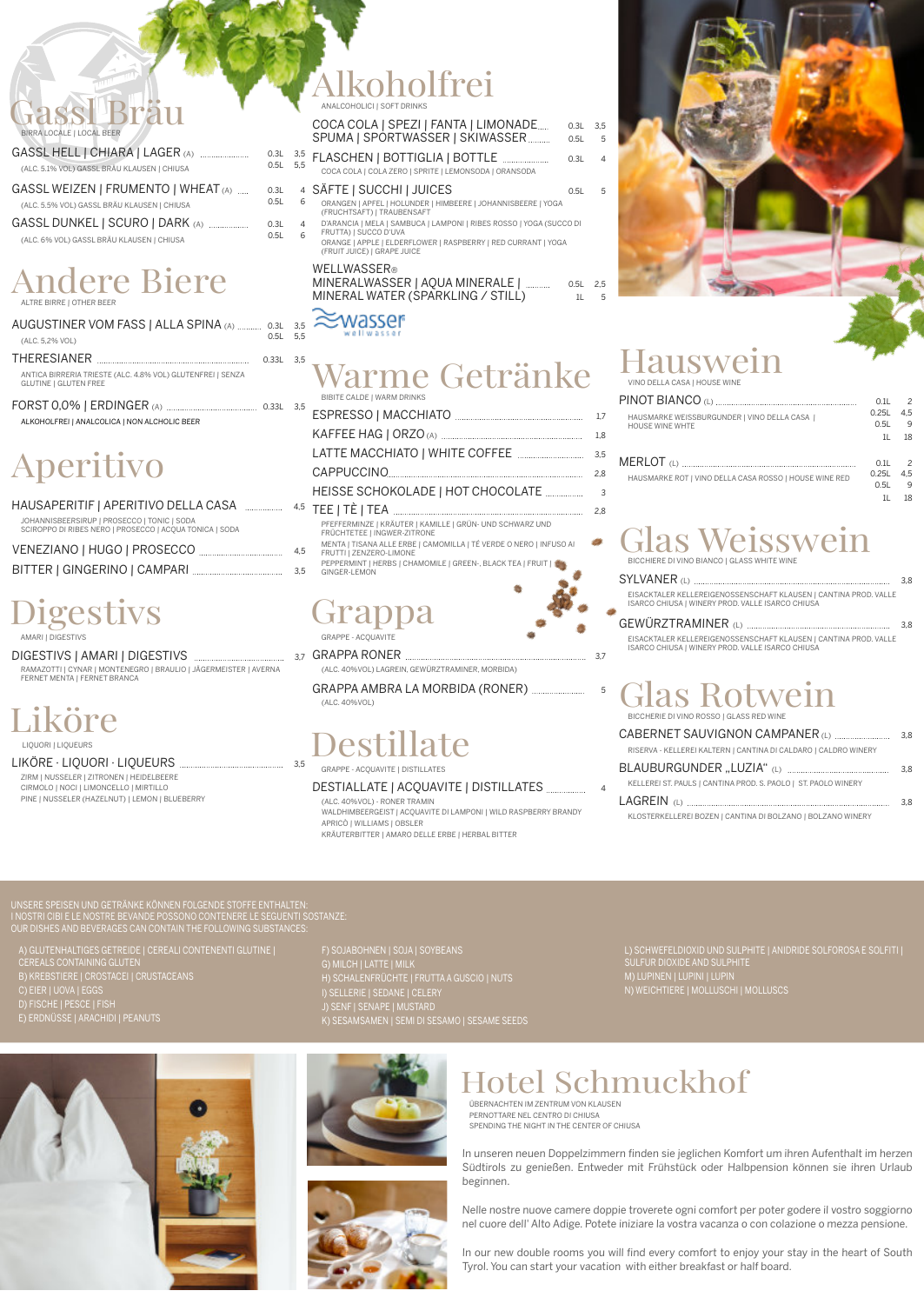# Gassl Bräu

BIRRA LOCALE | LOCAL BEER

| | | |
|---|---|---|
| GASSL HELL \| CHIARA \| LAGER (A) (ALC. 5.1% VOL) GASSL BRÄU KLAUSEN \| CHIUSA | 0.3L / 0.5L | 3,5 / 5,5 |
| GASSL WEIZEN \| FRUMENTO \| WHEAT (A) (ALC. 5.5% VOL) GASSL BRÄU KLAUSEN \| CHIUSA | 0.3L / 0.5L | 4 / 6 |
| GASSL DUNKEL \| SCURO \| DARK (A) (ALC. 6% VOL) GASSL BRÄU KLAUSEN \| CHIUSA | 0.3L / 0.5L | 4 / 6 |

# Andere Biere

ALTRE BIRRE | OTHER BEER

| | | |
|---|---|---|
| AUGUSTINER VOM FASS \| ALLA SPINA (A) (ALC. 5,2% VOL) | 0.3L / 0.5L | 3,5 / 5,5 |
| THERESIANER — ANTICA BIRRERIA TRIESTE (ALC. 4.8% VOL) GLUTENFREI \| SENZA GLUTINE \| GLUTEN FREE | 0.33L | 3,5 |
| FORST 0,0% \| ERDINGER (A) — ALKOHOLFREI \| ANALCOLICA \| NON ALCHOLIC BEER | 0.33L | 3,5 |

# Aperitivo

| | |
|---|---|
| HAUSAPERITIF \| APERITIVO DELLA CASA — JOHANNISBEERSIRUP \| PROSECCO \| TONIC \| SODA / SCIROPPO DI RIBES NERO \| PROSECCO \| ACQUA TONICA \| SODA | 4,5 |
| VENEZIANO \| HUGO \| PROSECCO | 4,5 |
| BITTER \| GINGERINO \| CAMPARI | 3,5 |

# Digestivs

AMARI | DIGESTIVS

| | |
|---|---|
| DIGESTIVS \| AMARI \| DIGESTIVS — RAMAZOTTI \| CYNAR \| MONTENEGRO \| BRAULIO \| JÄGERMEISTER \| AVERNA FERNET MENTA \| FERNET BRANCA | 3,7 |

# Liköre

LIQUORI | LIQUEURS

| | |
|---|---|
| LIKÖRE · LIQUORI · LIQUEURS — ZIRM \| NUSSELER \| ZITRONEN \| HEIDELBEERE / CIRMOLO \| NOCI \| LIMONCELLO \| MIRTILLO / PINE \| NUSSELER (HAZELNUT) \| LEMON \| BLUEBERRY | 3,5 |

# Alkoholfrei

ANALCOOLICI | SOFT DRINKS

| | | |
|---|---|---|
| COCA COLA \| SPEZI \| FANTA \| LIMONADE / SPUMA \| SPORTWASSER \| SKIWASSER | 0.3L / 0.5L | 3,5 / 5 |
| FLASCHEN \| BOTTIGLIA \| BOTTLE — COCA COLA \| COLA ZERO \| SPRITE \| LEMONSODA \| ORANSODA | 0.3L | 4 |
| SÄFTE \| SUCCHI \| JUICES — ORANGEN \| APFEL \| HOLUNDER \| HIMBEERE \| JOHANNISBEERE \| YOGA (FRUCHTSAFT) \| TRAUBENSAFT / D'ARANCIA \| MELA \| SAMBUCA \| LAMPONI \| RIBES ROSSO \| YOGA (SUCCO DI FRUTTA) \| SUCCO D'UVA / ORANGE \| APPLE \| ELDERFLOWER \| RASPBERRY \| RED CURRANT \| YOGA (FRUIT JUICE) \| GRAPE JUICE | 0.5L | 5 |
| WELLWASSER® MINERALWASSER \| AQUA MINERALE \| MINERAL WATER (SPARKLING / STILL) | 0.5L / 1L | 2,5 / 5 |

wasser wellwasser

# Warme Getränke

BIBITE CALDE | WARM DRINKS

| | |
|---|---|
| ESPRESSO \| MACCHIATO | 1,7 |
| KAFFEE HAG \| ORZO (A) | 1,8 |
| LATTE MACCHIATO \| WHITE COFFEE | 3,5 |
| CAPPUCCINO | 2,8 |
| HEISSE SCHOKOLADE \| HOT CHOCOLATE | 3 |
| TEE \| TÈ \| TEA — PFEFFERMINZE \| KRÄUTER \| KAMILLE \| GRÜN- UND SCHWARZ UND FRÜCHTETEE \| INGWER-ZITRONE / MENTA \| TISANA ALLE ERBE \| CAMOMILLA \| TÈ VERDE O NERO \| INFUSO AI FRUTTI \| ZENZERO-LIMONE / PEPPERMINT \| HERBS \| CHAMOMILE \| GREEN-, BLACK TEA \| FRUIT \| GINGER-LEMON | 2,8 |

# Grappa

GRAPPE - ACQUAVITE

| | |
|---|---|
| GRAPPA RONER (ALC. 40%VOL) LAGREIN, GEWÜRZTRAMINER, MORBIDA) | 3,7 |
| GRAPPA AMBRA LA MORBIDA (RONER) (ALC. 40%VOL) | 5 |

# Destillate

GRAPPE - ACQUAVITE | DISTILLATES

| | |
|---|---|
| DESTILLATE \| ACQUAVITE \| DISTILLATES — (ALC. 40%VOL) - RONER TRAMIN / WALDHIMBEERGEIST \| ACQUAVITE DI LAMPONI \| WILD RASPBERRY BRANDY / APRICÒ \| WILLIAMS \| OBSLER / KRÄUTERBITTER \| AMARO DELLE ERBE \| HERBAL BITTER | 4 |

# Hauswein

VINO DELLA CASA | HOUSE WINE

| | | |
|---|---|---|
| PINOT BIANCO (L) — HAUSMARKE WEISSBURGUNDER \| VINO DELLA CASA \| HOUSE WINE WHITE | 0.1L / 0.25L / 0.5L / 1L | 2 / 4,5 / 9 / 18 |
| MERLOT (L) — HAUSMARKE ROT \| VINO DELLA CASA ROSSO \| HOUSE WINE RED | 0.1L / 0.25L / 0.5L / 1L | 2 / 4,5 / 9 / 18 |

# Glas Weisswein

BICCHIERE DI VINO BIANCO | GLASS WHITE WINE

| | |
|---|---|
| SYLVANER (L) — EISACKTALER KELLEREIGENOSSENSCHAFT KLAUSEN \| CANTINA PROD. VALLE ISARCO CHIUSA \| WINERY PROD. VALLE ISARCO CHIUSA | 3,8 |
| GEWÜRZTRAMINER (L) — EISACKTALER KELLEREIGENOSSENSCHAFT KLAUSEN \| CANTINA PROD. VALLE ISARCO CHIUSA \| WINERY PROD. VALLE ISARCO CHIUSA | 3,8 |

# Glas Rotwein

BICCHERIE DI VINO ROSSO | GLASS RED WINE

| | |
|---|---|
| CABERNET SAUVIGNON CAMPANER (L) — RISERVA - KELLEREI KALTERN \| CANTINA DI CALDARO \| CALDRO WINERY | 3,8 |
| BLAUBURGUNDER „LUZIA" (L) — KELLEREI ST. PAULS \| CANTINA PROD. S. PAOLO \| ST. PAOLO WINERY | 3,8 |
| LAGREIN (L) — KLOSTERKELLEREI BOZEN \| CANTINA DI BOLZANO \| BOLZANO WINERY | 3,8 |

UNSERE SPEISEN UND GETRÄNKE KÖNNEN FOLGENDE STOFFE ENTHALTEN:
I NOSTRI CIBI E LE NOSTRE BEVANDE POSSONO CONTENERE LE SEGUENTI SOSTANZE:
OUR DISHES AND BEVERAGES CAN CONTAIN THE FOLLOWING SUBSTANCES:

A) GLUTENHALTIGES GETREIDE | CEREALI CONTENENTI GLUTINE | CEREALS CONTAINING GLUTEN
B) KREBSTIERE | CROSTACEI | CRUSTACEANS
C) EIER | UOVA | EGGS
D) FISCHE | PESCE | FISH
E) ERDNÜSSE | ARACHIDI | PEANUTS
F) SOJABOHNEN | SOJA | SOYBEANS
G) MILCH | LATTE | MILK
H) SCHALENFRÜCHTE | FRUTTA A GUSCIO | NUTS
I) SELLERIE | SEDANE | CELERY
J) SENF | SENAPE | MUSTARD
K) SESAMSAMEN | SEMI DI SESAMO | SESAME SEEDS
L) SCHWEFELDIOXID UND SULPHITE | ANIDRIDE SOLFOROSA E SOLFITI | SULFUR DIOXIDE AND SULPHITE
M) LUPINEN | LUPINI | LUPIN
N) WEICHTIERE | MOLLUSCHI | MOLLUSCS

# Hotel Schmuckhof

ÜBERNACHTEN IM ZENTRUM VON KLAUSEN
PERNOTTARE NEL CENTRO DI CHIUSA
SPENDING THE NIGHT IN THE CENTER OF CHIUSA

In unseren neuen Doppelzimmern finden sie jeglichen Komfort um ihren Aufenthalt im herzen Südtirols zu genießen. Entweder mit Frühstück oder Halbpension können sie ihren Urlaub beginnen.

Nelle nostre nuove camere doppie troverete ogni comfort per poter godere il vostro soggiorno nel cuore dell' Alto Adige. Potete iniziare la vostra vacanza o con colazione o mezza pensione.

In our new double rooms you will find every comfort to enjoy your stay in the heart of South Tyrol. You can start your vacation with either breakfast or half board.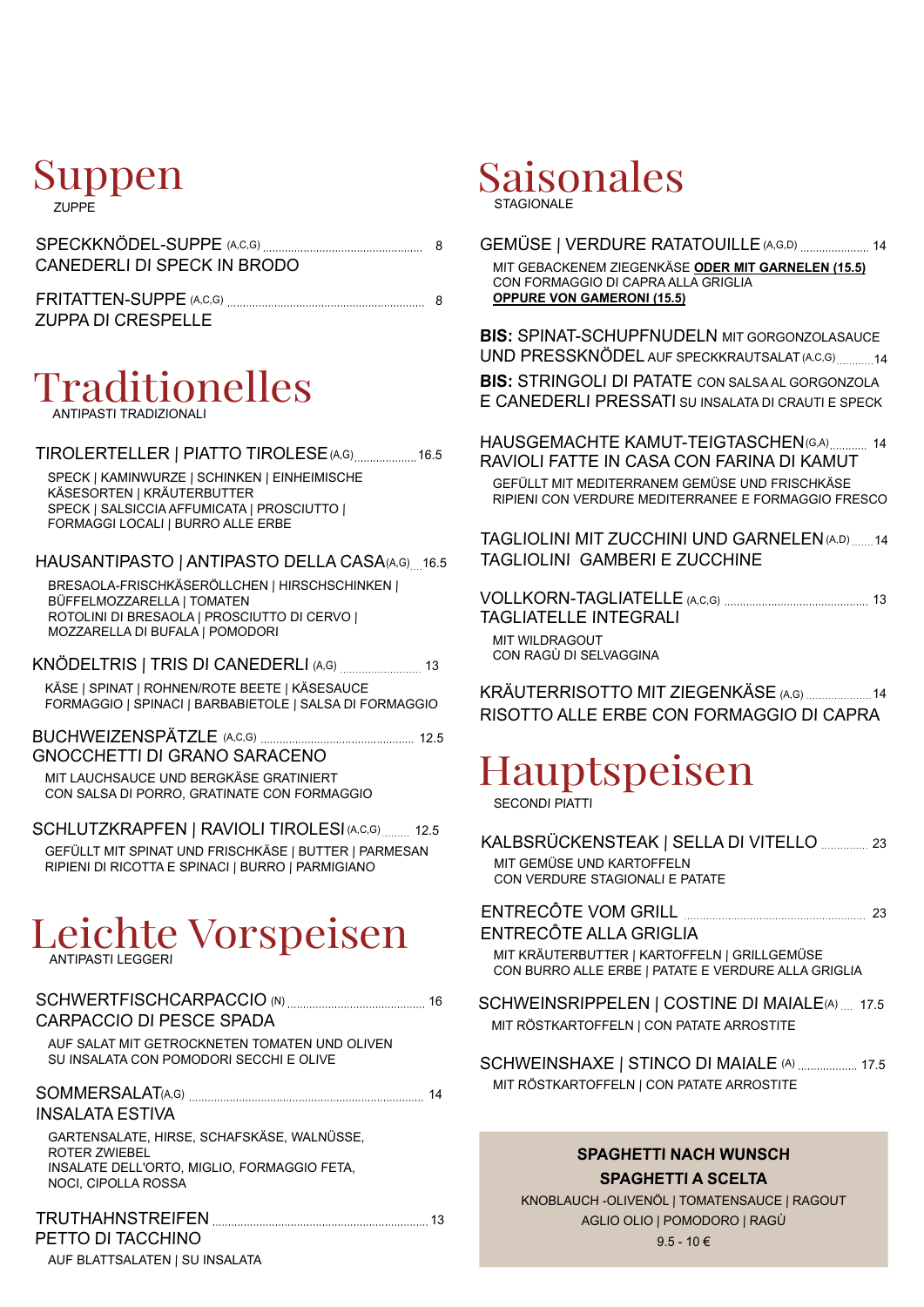# Suppen

ZUPPE

SPECKKNÖDEL-SUPPE (A,C,G) .................................................. 8
CANEDERLI DI SPECK IN BRODO

FRITATTEN-SUPPE (A,C,G) .................................................. 8
ZUPPA DI CRESPELLE

# Traditionelles

ANTIPASTI TRADIZIONALI

TIROLERTELLER | PIATTO TIROLESE (A,G) .................. 16.5

SPECK | KAMINWURZE | SCHINKEN | EINHEIMISCHE KÄSESORTEN | KRÄUTERBUTTER
SPECK | SALSICCIA AFFUMICATA | PROSCIUTTO | FORMAGGI LOCALI | BURRO ALLE ERBE

HAUSANTIPASTO | ANTIPASTO DELLA CASA (A,G) ... 16.5

BRESAOLA-FRISCHKÄSERÖLLCHEN | HIRSCHSCHINKEN | BÜFFELMOZZARELLA | TOMATEN
ROTOLINI DI BRESAOLA | PROSCIUTTO DI CERVO | MOZZARELLA DI BUFALA | POMODORI

KNÖDELTRIS | TRIS DI CANEDERLI (A,G) .......................... 13

KÄSE | SPINAT | ROHNEN/ROTE BEETE | KÄSESAUCE
FORMAGGIO | SPINACI | BARBABIETOLE | SALSA DI FORMAGGIO

BUCHWEIZENSPÄTZLE (A,C,G) .................................................. 12.5
GNOCCHETTI DI GRANO SARACENO

MIT LAUCHSAUCE UND BERGKÄSE GRATINIERT
CON SALSA DI PORRO, GRATINATE CON FORMAGGIO

SCHLUTZKRAPFEN | RAVIOLI TIROLESI (A,C,G) ........ 12.5

GEFÜLLT MIT SPINAT UND FRISCHKÄSE | BUTTER | PARMESAN
RIPIENI DI RICOTTA E SPINACI | BURRO | PARMIGIANO

# Leichte Vorspeisen

ANTIPASTI LEGGERI

SCHWERTFISCHCARPACCIO (N) .......................................... 16
CARPACCIO DI PESCE SPADA

AUF SALAT MIT GETROCKNETEN TOMATEN UND OLIVEN
SU INSALATA CON POMODORI SECCHI E OLIVE

SOMMERSALAT (A,G) .................................................. 14
INSALATA ESTIVA

GARTENSALATE, HIRSE, SCHAFSKÄSE, WALNÜSSE, ROTER ZWIEBEL
INSALATE DELL'ORTO, MIGLIO, FORMAGGIO FETA, NOCI, CIPOLLA ROSSA

TRUTHAHNSTREIFEN .................................................. 13
PETTO DI TACCHINO

AUF BLATTSALATEN | SU INSALATA

# Saisonales

STAGIONALE

GEMÜSE | VERDURE RATATOUILLE (A,G,D) ..................... 14

MIT GEBACKENEM ZIEGENKÄSE **ODER MIT GARNELEN (15.5)**
CON FORMAGGIO DI CAPRA ALLA GRIGLIA
**OPPURE VON GAMERONI (15.5)**

**BIS:** SPINAT-SCHUPFNUDELN MIT GORGONZOLASAUCE UND PRESSKNÖDEL AUF SPECKKRAUTSALAT (A,C,G) ........... 14
**BIS:** STRINGOLI DI PATATE CON SALSA AL GORGONZOLA E CANEDERLI PRESSATI SU INSALATA DI CRAUTI E SPECK

HAUSGEMACHTE KAMUT-TEIGTASCHEN (G,A) ........... 14
RAVIOLI FATTE IN CASA CON FARINA DI KAMUT

GEFÜLLT MIT MEDITERRANEM GEMÜSE UND FRISCHKÄSE
RIPIENI CON VERDURE MEDITERRANEE E FORMAGGIO FRESCO

TAGLIOLINI MIT ZUCCHINI UND GARNELEN (A,D) ...... 14
TAGLIOLINI GAMBERI E ZUCCHINE

VOLLKORN-TAGLIATELLE (A,C,G) .......................................... 13
TAGLIATELLE INTEGRALI

MIT WILDRAGOUT
CON RAGÙ DI SELVAGGINA

KRÄUTERRISOTTO MIT ZIEGENKÄSE (A,G) .................... 14
RISOTTO ALLE ERBE CON FORMAGGIO DI CAPRA

# Hauptspeisen

SECONDI PIATTI

KALBSRÜCKENSTEAK | SELLA DI VITELLO .............. 23

MIT GEMÜSE UND KARTOFFELN
CON VERDURE STAGIONALI E PATATE

ENTRECÔTE VOM GRILL .................................................. 23
ENTRECÔTE ALLA GRIGLIA

MIT KRÄUTERBUTTER | KARTOFFELN | GRILLGEMÜSE
CON BURRO ALLE ERBE | PATATE E VERDURE ALLA GRIGLIA

SCHWEINSRIPPELEN | COSTINE DI MAIALE (A) .... 17.5

MIT RÖSTKARTOFFELN | CON PATATE ARROSTITE

SCHWEINSHAXE | STINCO DI MAIALE (A) .................. 17.5

MIT RÖSTKARTOFFELN | CON PATATE ARROSTITE

**SPAGHETTI NACH WUNSCH**
**SPAGHETTI A SCELTA**

KNOBLAUCH -OLIVENÖL | TOMATENSAUCE | RAGOUT
AGLIO OLIO | POMODORO | RAGÙ

9.5 - 10 €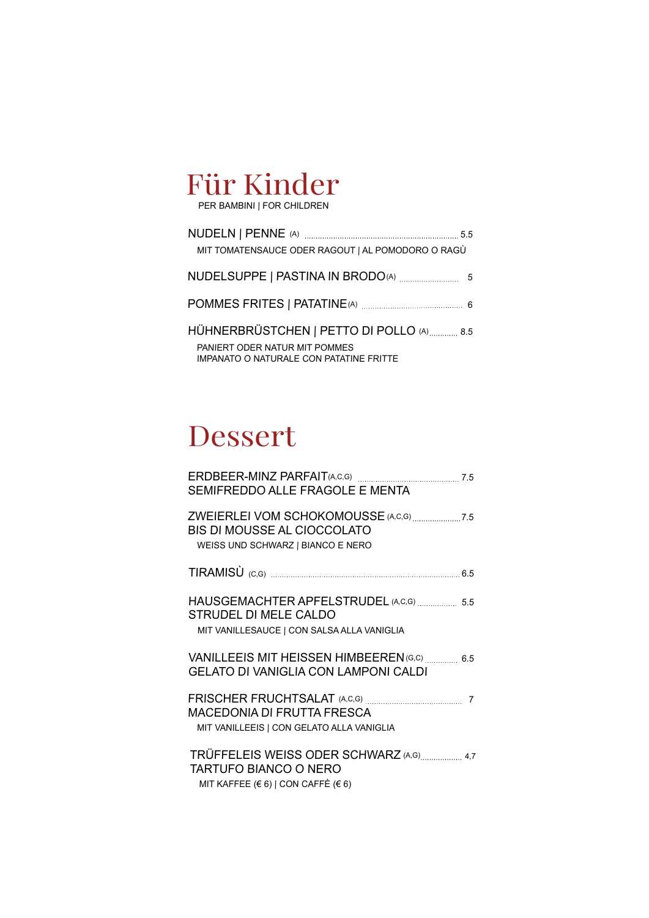# Für Kinder

PER BAMBINI | FOR CHILDREN

NUDELN | PENNE (A) ........ 5.5
MIT TOMATENSAUCE ODER RAGOUT | AL POMODORO O RAGÙ

NUDELSUPPE | PASTINA IN BRODO (A) ........ 5

POMMES FRITES | PATATINE (A) ........ 6

HÜHNERBRÜSTCHEN | PETTO DI POLLO (A) ........ 8.5
PANIERT ODER NATUR MIT POMMES
IMPANATO O NATURALE CON PATATINE FRITTE

# Dessert

ERDBEER-MINZ PARFAIT (A,C,G) ........ 7.5
SEMIFREDDO ALLE FRAGOLE E MENTA

ZWEIERLEI VOM SCHOKOMOUSSE (A,C,G) ........ 7.5
BIS DI MOUSSE AL CIOCCOLATO
WEISS UND SCHWARZ | BIANCO E NERO

TIRAMISÙ (C,G) ........ 6.5

HAUSGEMACHTER APFELSTRUDEL (A,C,G) ........ 5.5
STRUDEL DI MELE CALDO
MIT VANILLESAUCE | CON SALSA ALLA VANIGLIA

VANILLEEIS MIT HEISSEN HIMBEEREN (G,C) ........ 6.5
GELATO DI VANIGLIA CON LAMPONI CALDI

FRISCHER FRUCHTSALAT (A,C,G) ........ 7
MACEDONIA DI FRUTTA FRESCA
MIT VANILLEEIS | CON GELATO ALLA VANIGLIA

TRÜFFELEIS WEISS ODER SCHWARZ (A,G) ........ 4,7
TARTUFO BIANCO O NERO
MIT KAFFEE (€ 6) | CON CAFFÈ (€ 6)